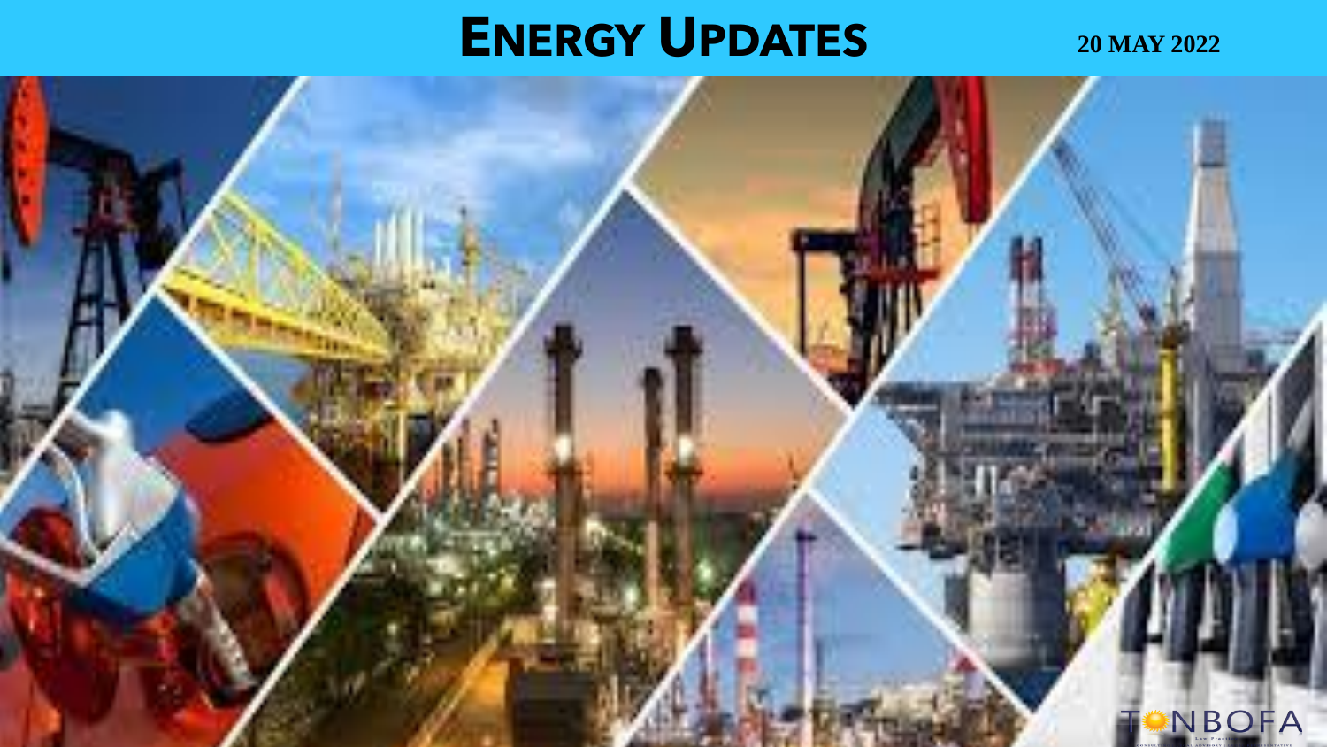# Energy Updates

**20 MAY 2022**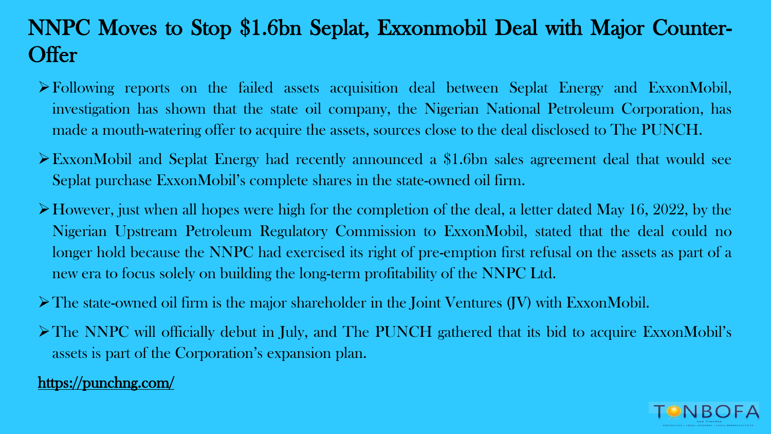# NNPC Moves to Stop $1.6bn Seplat, Exxonmobil Deal with Major Counter-Offer

- Following reports on the failed assets acquisition deal between Seplat Energy and ExxonMobil, investigation has shown that the state oil company, the Nigerian National Petroleum Corporation, has made a mouth-watering offer to acquire the assets, sources close to the deal disclosed to The PUNCH.
- ExxonMobil and Seplat Energy had recently announced a $1.6bn sales agreement deal that would see Seplat purchase ExxonMobil's complete shares in the state-owned oil firm.
- However, just when all hopes were high for the completion of the deal, a letter dated May 16, 2022, by the Nigerian Upstream Petroleum Regulatory Commission to ExxonMobil, stated that the deal could no longer hold because the NNPC had exercised its right of pre-emption first refusal on the assets as part of a new era to focus solely on building the long-term profitability of the NNPC Ltd.
- The state-owned oil firm is the major shareholder in the Joint Ventures (JV) with ExxonMobil.
- The NNPC will officially debut in July, and The PUNCH gathered that its bid to acquire ExxonMobil's assets is part of the Corporation's expansion plan.

https://punchng.com/

TONBOFA Law Practice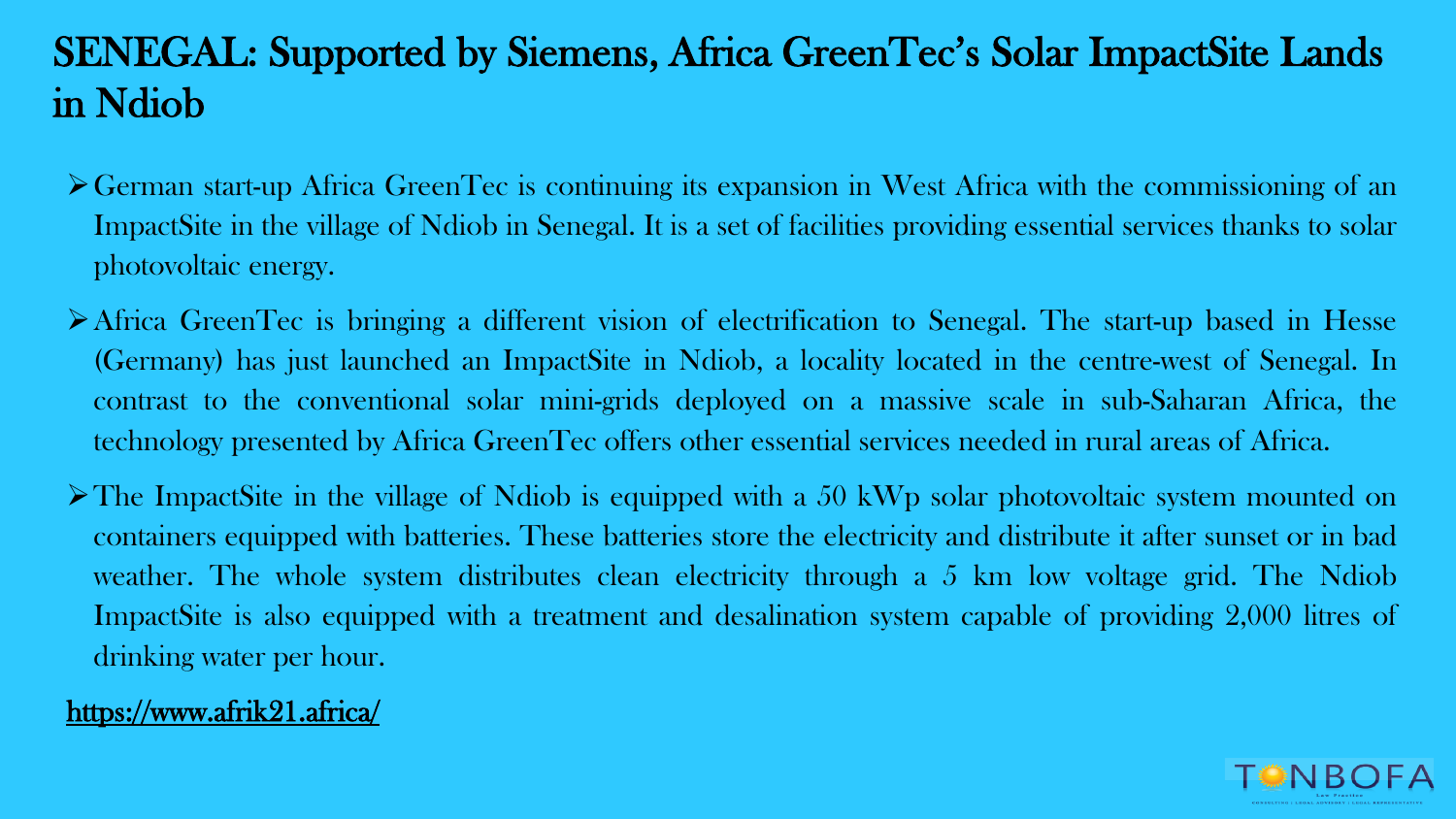# SENEGAL: Supported by Siemens, Africa GreenTec's Solar ImpactSite Lands in Ndiob

- German start-up Africa GreenTec is continuing its expansion in West Africa with the commissioning of an ImpactSite in the village of Ndiob in Senegal. It is a set of facilities providing essential services thanks to solar photovoltaic energy.
- Africa GreenTec is bringing a different vision of electrification to Senegal. The start-up based in Hesse (Germany) has just launched an ImpactSite in Ndiob, a locality located in the centre-west of Senegal. In contrast to the conventional solar mini-grids deployed on a massive scale in sub-Saharan Africa, the technology presented by Africa GreenTec offers other essential services needed in rural areas of Africa.
- The ImpactSite in the village of Ndiob is equipped with a 50 kWp solar photovoltaic system mounted on containers equipped with batteries. These batteries store the electricity and distribute it after sunset or in bad weather. The whole system distributes clean electricity through a 5 km low voltage grid. The Ndiob ImpactSite is also equipped with a treatment and desalination system capable of providing 2,000 litres of drinking water per hour.

https://www.afrik21.africa/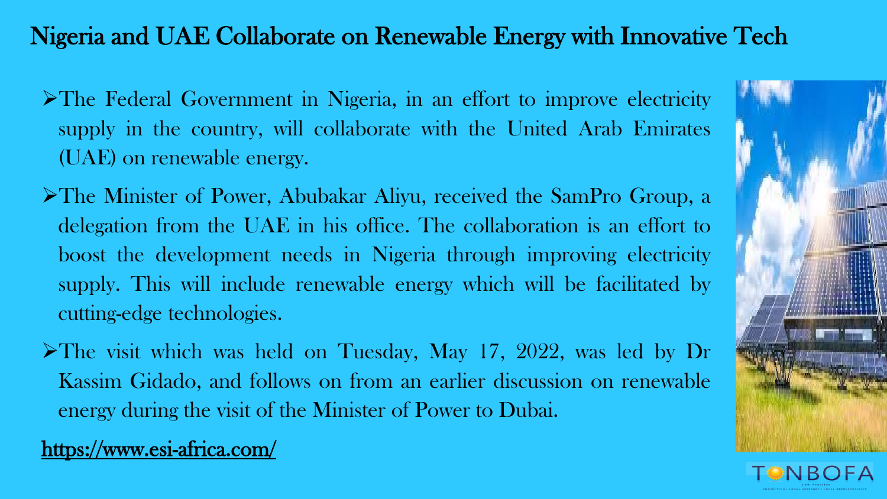# Nigeria and UAE Collaborate on Renewable Energy with Innovative Tech

- The Federal Government in Nigeria, in an effort to improve electricity supply in the country, will collaborate with the United Arab Emirates (UAE) on renewable energy.
- The Minister of Power, Abubakar Aliyu, received the SamPro Group, a delegation from the UAE in his office. The collaboration is an effort to boost the development needs in Nigeria through improving electricity supply. This will include renewable energy which will be facilitated by cutting-edge technologies.
- The visit which was held on Tuesday, May 17, 2022, was led by Dr Kassim Gidado, and follows on from an earlier discussion on renewable energy during the visit of the Minister of Power to Dubai.

https://www.esi-africa.com/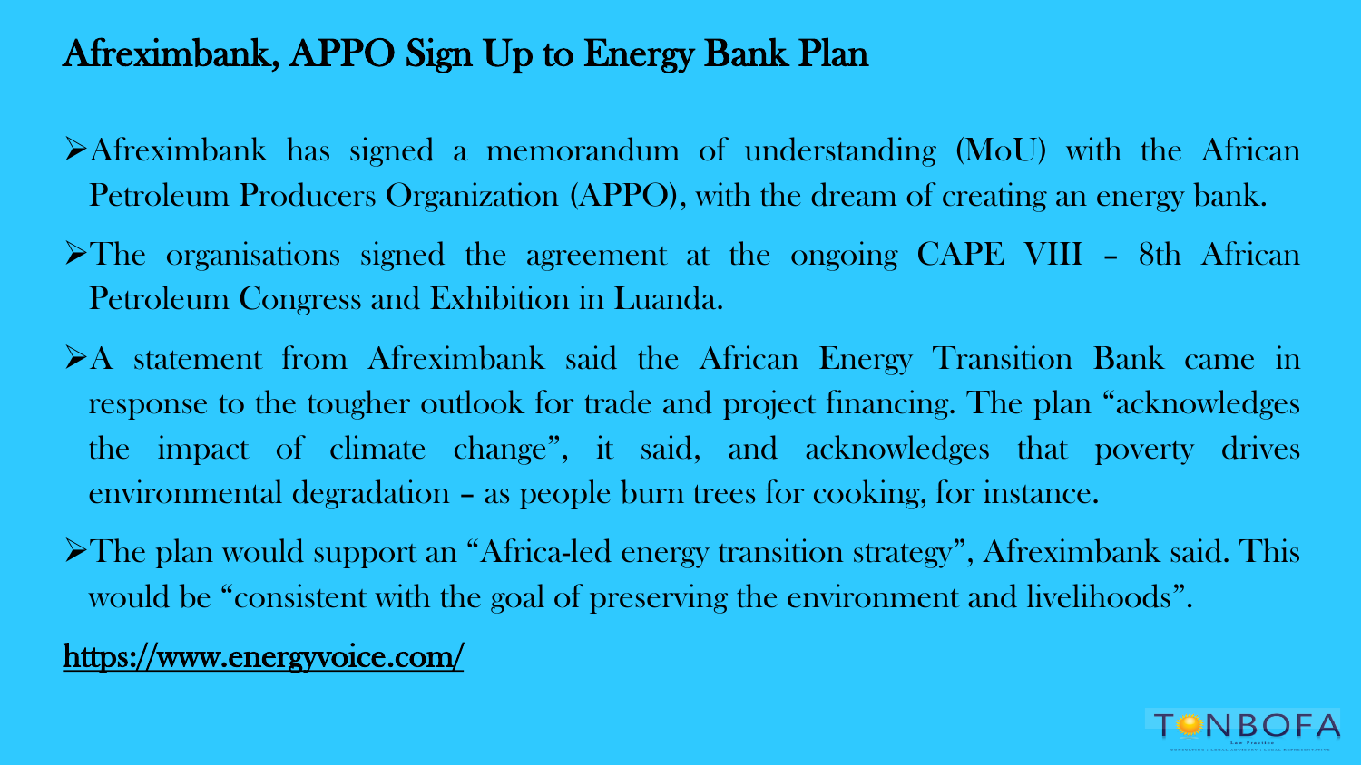# Afreximbank, APPO Sign Up to Energy Bank Plan

- Afreximbank has signed a memorandum of understanding (MoU) with the African Petroleum Producers Organization (APPO), with the dream of creating an energy bank.
- The organisations signed the agreement at the ongoing CAPE VIII – 8th African Petroleum Congress and Exhibition in Luanda.
- A statement from Afreximbank said the African Energy Transition Bank came in response to the tougher outlook for trade and project financing. The plan "acknowledges the impact of climate change", it said, and acknowledges that poverty drives environmental degradation – as people burn trees for cooking, for instance.
- The plan would support an "Africa-led energy transition strategy", Afreximbank said. This would be "consistent with the goal of preserving the environment and livelihoods".

https://www.energyvoice.com/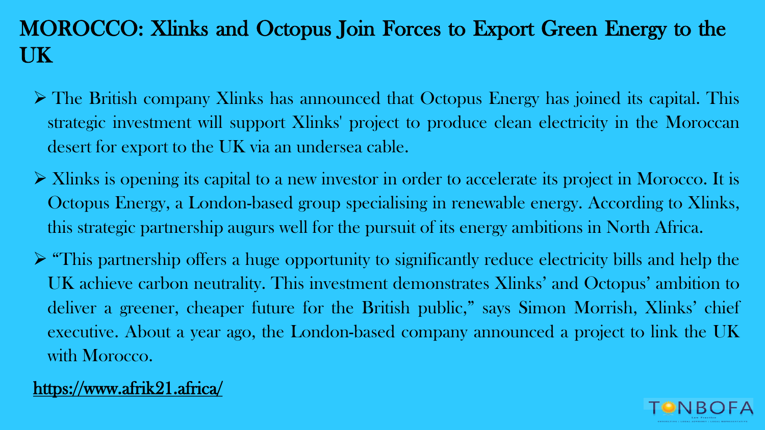# MOROCCO: Xlinks and Octopus Join Forces to Export Green Energy to the UK

- The British company Xlinks has announced that Octopus Energy has joined its capital. This strategic investment will support Xlinks' project to produce clean electricity in the Moroccan desert for export to the UK via an undersea cable.
- Xlinks is opening its capital to a new investor in order to accelerate its project in Morocco. It is Octopus Energy, a London-based group specialising in renewable energy. According to Xlinks, this strategic partnership augurs well for the pursuit of its energy ambitions in North Africa.
- "This partnership offers a huge opportunity to significantly reduce electricity bills and help the UK achieve carbon neutrality. This investment demonstrates Xlinks' and Octopus' ambition to deliver a greener, cheaper future for the British public," says Simon Morrish, Xlinks' chief executive. About a year ago, the London-based company announced a project to link the UK with Morocco.

https://www.afrik21.africa/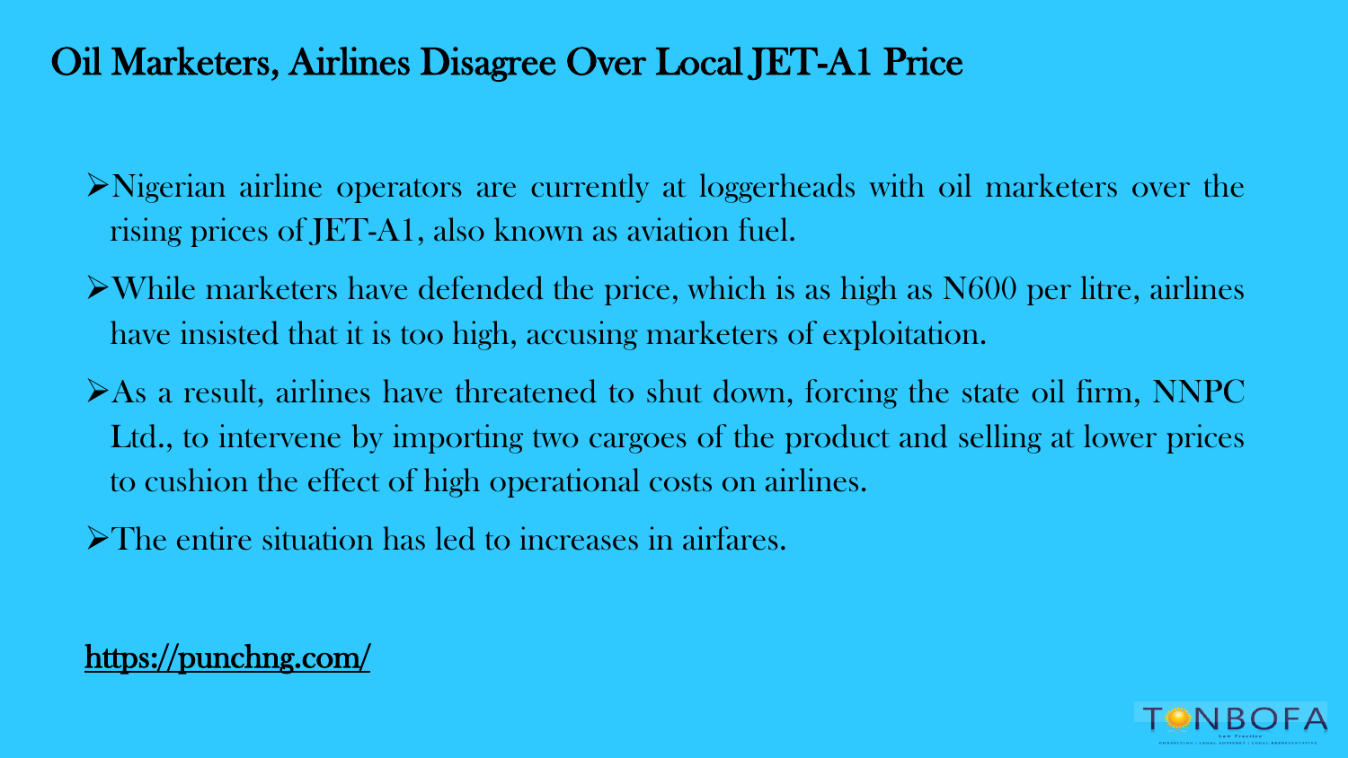# Oil Marketers, Airlines Disagree Over Local JET-A1 Price

- Nigerian airline operators are currently at loggerheads with oil marketers over the rising prices of JET-A1, also known as aviation fuel.
- While marketers have defended the price, which is as high as N600 per litre, airlines have insisted that it is too high, accusing marketers of exploitation.
- As a result, airlines have threatened to shut down, forcing the state oil firm, NNPC Ltd., to intervene by importing two cargoes of the product and selling at lower prices to cushion the effect of high operational costs on airlines.
- The entire situation has led to increases in airfares.

https://punchng.com/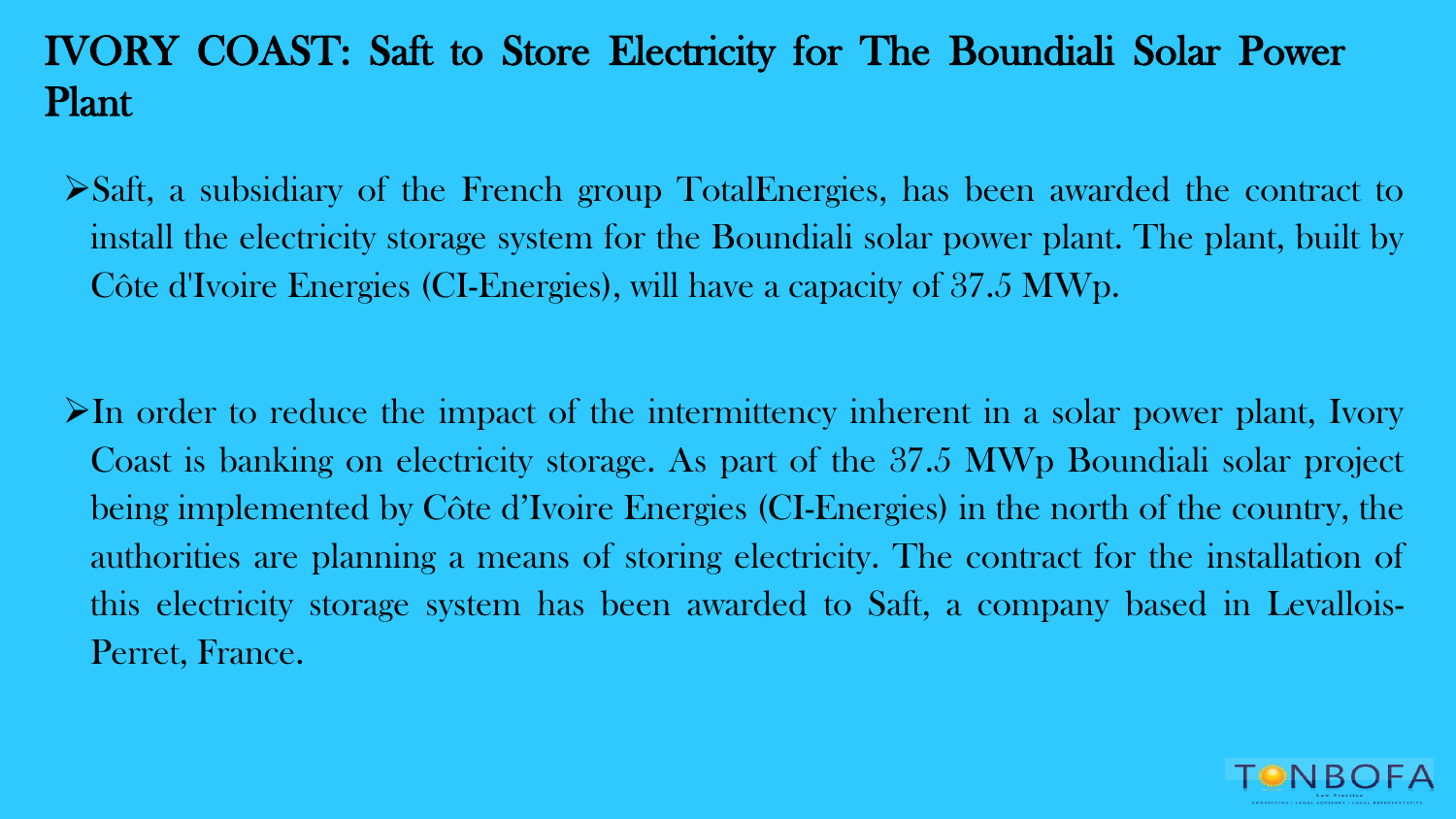# IVORY COAST: Saft to Store Electricity for The Boundiali Solar Power Plant

- Saft, a subsidiary of the French group TotalEnergies, has been awarded the contract to install the electricity storage system for the Boundiali solar power plant. The plant, built by Côte d'Ivoire Energies (CI-Energies), will have a capacity of 37.5 MWp.

- In order to reduce the impact of the intermittency inherent in a solar power plant, Ivory Coast is banking on electricity storage. As part of the 37.5 MWp Boundiali solar project being implemented by Côte d'Ivoire Energies (CI-Energies) in the north of the country, the authorities are planning a means of storing electricity. The contract for the installation of this electricity storage system has been awarded to Saft, a company based in Levallois-Perret, France.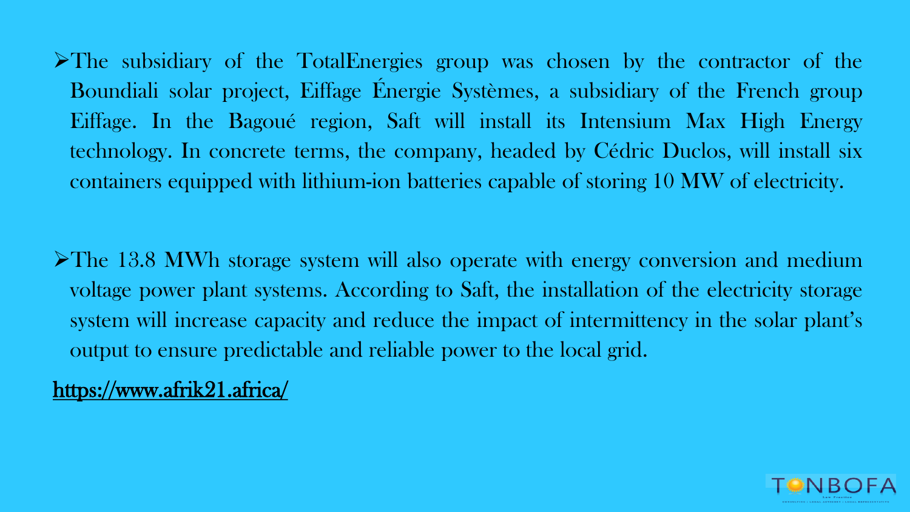- The subsidiary of the TotalEnergies group was chosen by the contractor of the Boundiali solar project, Eiffage Énergie Systèmes, a subsidiary of the French group Eiffage. In the Bagoué region, Saft will install its Intensium Max High Energy technology. In concrete terms, the company, headed by Cédric Duclos, will install six containers equipped with lithium-ion batteries capable of storing 10 MW of electricity.

- The 13.8 MWh storage system will also operate with energy conversion and medium voltage power plant systems. According to Saft, the installation of the electricity storage system will increase capacity and reduce the impact of intermittency in the solar plant's output to ensure predictable and reliable power to the local grid.

https://www.afrik21.africa/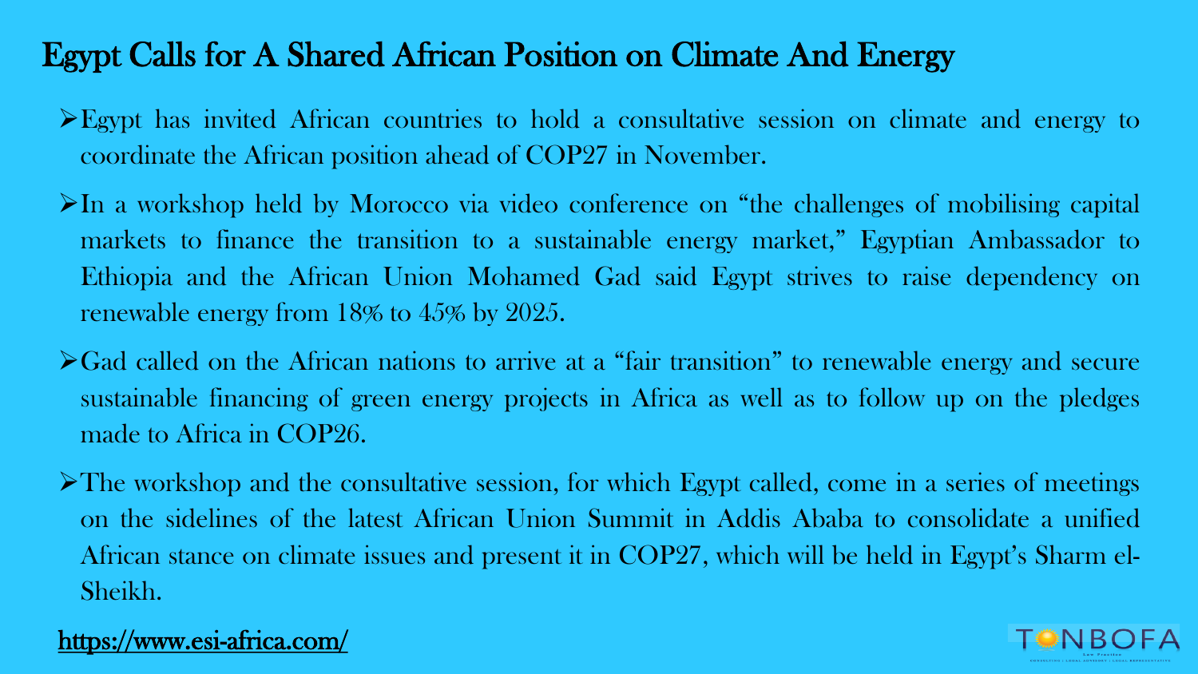# Egypt Calls for A Shared African Position on Climate And Energy

- Egypt has invited African countries to hold a consultative session on climate and energy to coordinate the African position ahead of COP27 in November.
- In a workshop held by Morocco via video conference on "the challenges of mobilising capital markets to finance the transition to a sustainable energy market," Egyptian Ambassador to Ethiopia and the African Union Mohamed Gad said Egypt strives to raise dependency on renewable energy from 18% to 45% by 2025.
- Gad called on the African nations to arrive at a "fair transition" to renewable energy and secure sustainable financing of green energy projects in Africa as well as to follow up on the pledges made to Africa in COP26.
- The workshop and the consultative session, for which Egypt called, come in a series of meetings on the sidelines of the latest African Union Summit in Addis Ababa to consolidate a unified African stance on climate issues and present it in COP27, which will be held in Egypt's Sharm el-Sheikh.

https://www.esi-africa.com/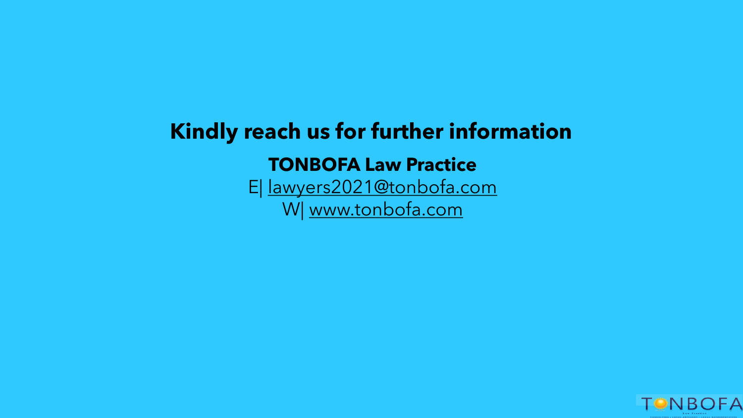**Kindly reach us for further information**

**TONBOFA Law Practice**

E| lawyers2021@tonbofa.com

W| www.tonbofa.com